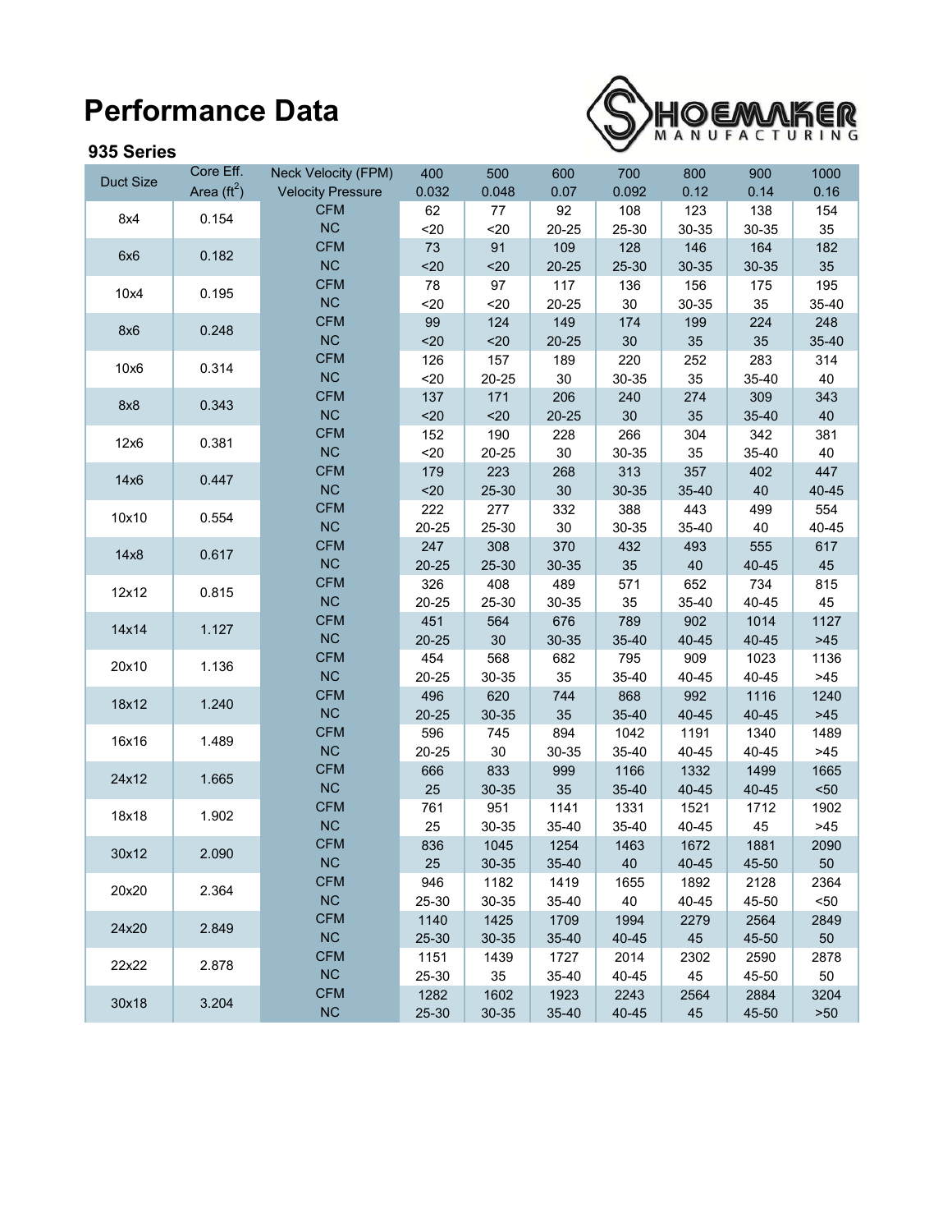# Performance Data

### 935 Series

| Duct Size | Core Eff. Area ($ft^2$) | Neck Velocity (FPM) / Velocity Pressure | 400 / 0.032 | 500 / 0.048 | 600 / 0.07 | 700 / 0.092 | 800 / 0.12 | 900 / 0.14 | 1000 / 0.16 |
|---|---|---|---|---|---|---|---|---|---|
| 8x4 | 0.154 | CFM | 62 | 77 | 92 | 108 | 123 | 138 | 154 |
| | | NC | <20 | <20 | 20-25 | 25-30 | 30-35 | 30-35 | 35 |
| 6x6 | 0.182 | CFM | 73 | 91 | 109 | 128 | 146 | 164 | 182 |
| | | NC | <20 | <20 | 20-25 | 25-30 | 30-35 | 30-35 | 35 |
| 10x4 | 0.195 | CFM | 78 | 97 | 117 | 136 | 156 | 175 | 195 |
| | | NC | <20 | <20 | 20-25 | 30 | 30-35 | 35 | 35-40 |
| 8x6 | 0.248 | CFM | 99 | 124 | 149 | 174 | 199 | 224 | 248 |
| | | NC | <20 | <20 | 20-25 | 30 | 35 | 35 | 35-40 |
| 10x6 | 0.314 | CFM | 126 | 157 | 189 | 220 | 252 | 283 | 314 |
| | | NC | <20 | 20-25 | 30 | 30-35 | 35 | 35-40 | 40 |
| 8x8 | 0.343 | CFM | 137 | 171 | 206 | 240 | 274 | 309 | 343 |
| | | NC | <20 | <20 | 20-25 | 30 | 35 | 35-40 | 40 |
| 12x6 | 0.381 | CFM | 152 | 190 | 228 | 266 | 304 | 342 | 381 |
| | | NC | <20 | 20-25 | 30 | 30-35 | 35 | 35-40 | 40 |
| 14x6 | 0.447 | CFM | 179 | 223 | 268 | 313 | 357 | 402 | 447 |
| | | NC | <20 | 25-30 | 30 | 30-35 | 35-40 | 40 | 40-45 |
| 10x10 | 0.554 | CFM | 222 | 277 | 332 | 388 | 443 | 499 | 554 |
| | | NC | 20-25 | 25-30 | 30 | 30-35 | 35-40 | 40 | 40-45 |
| 14x8 | 0.617 | CFM | 247 | 308 | 370 | 432 | 493 | 555 | 617 |
| | | NC | 20-25 | 25-30 | 30-35 | 35 | 40 | 40-45 | 45 |
| 12x12 | 0.815 | CFM | 326 | 408 | 489 | 571 | 652 | 734 | 815 |
| | | NC | 20-25 | 25-30 | 30-35 | 35 | 35-40 | 40-45 | 45 |
| 14x14 | 1.127 | CFM | 451 | 564 | 676 | 789 | 902 | 1014 | 1127 |
| | | NC | 20-25 | 30 | 30-35 | 35-40 | 40-45 | 40-45 | >45 |
| 20x10 | 1.136 | CFM | 454 | 568 | 682 | 795 | 909 | 1023 | 1136 |
| | | NC | 20-25 | 30-35 | 35 | 35-40 | 40-45 | 40-45 | >45 |
| 18x12 | 1.240 | CFM | 496 | 620 | 744 | 868 | 992 | 1116 | 1240 |
| | | NC | 20-25 | 30-35 | 35 | 35-40 | 40-45 | 40-45 | >45 |
| 16x16 | 1.489 | CFM | 596 | 745 | 894 | 1042 | 1191 | 1340 | 1489 |
| | | NC | 20-25 | 30 | 30-35 | 35-40 | 40-45 | 40-45 | >45 |
| 24x12 | 1.665 | CFM | 666 | 833 | 999 | 1166 | 1332 | 1499 | 1665 |
| | | NC | 25 | 30-35 | 35 | 35-40 | 40-45 | 40-45 | <50 |
| 18x18 | 1.902 | CFM | 761 | 951 | 1141 | 1331 | 1521 | 1712 | 1902 |
| | | NC | 25 | 30-35 | 35-40 | 35-40 | 40-45 | 45 | >45 |
| 30x12 | 2.090 | CFM | 836 | 1045 | 1254 | 1463 | 1672 | 1881 | 2090 |
| | | NC | 25 | 30-35 | 35-40 | 40 | 40-45 | 45-50 | 50 |
| 20x20 | 2.364 | CFM | 946 | 1182 | 1419 | 1655 | 1892 | 2128 | 2364 |
| | | NC | 25-30 | 30-35 | 35-40 | 40 | 40-45 | 45-50 | <50 |
| 24x20 | 2.849 | CFM | 1140 | 1425 | 1709 | 1994 | 2279 | 2564 | 2849 |
| | | NC | 25-30 | 30-35 | 35-40 | 40-45 | 45 | 45-50 | 50 |
| 22x22 | 2.878 | CFM | 1151 | 1439 | 1727 | 2014 | 2302 | 2590 | 2878 |
| | | NC | 25-30 | 35 | 35-40 | 40-45 | 45 | 45-50 | 50 |
| 30x18 | 3.204 | CFM | 1282 | 1602 | 1923 | 2243 | 2564 | 2884 | 3204 |
| | | NC | 25-30 | 30-35 | 35-40 | 40-45 | 45 | 45-50 | >50 |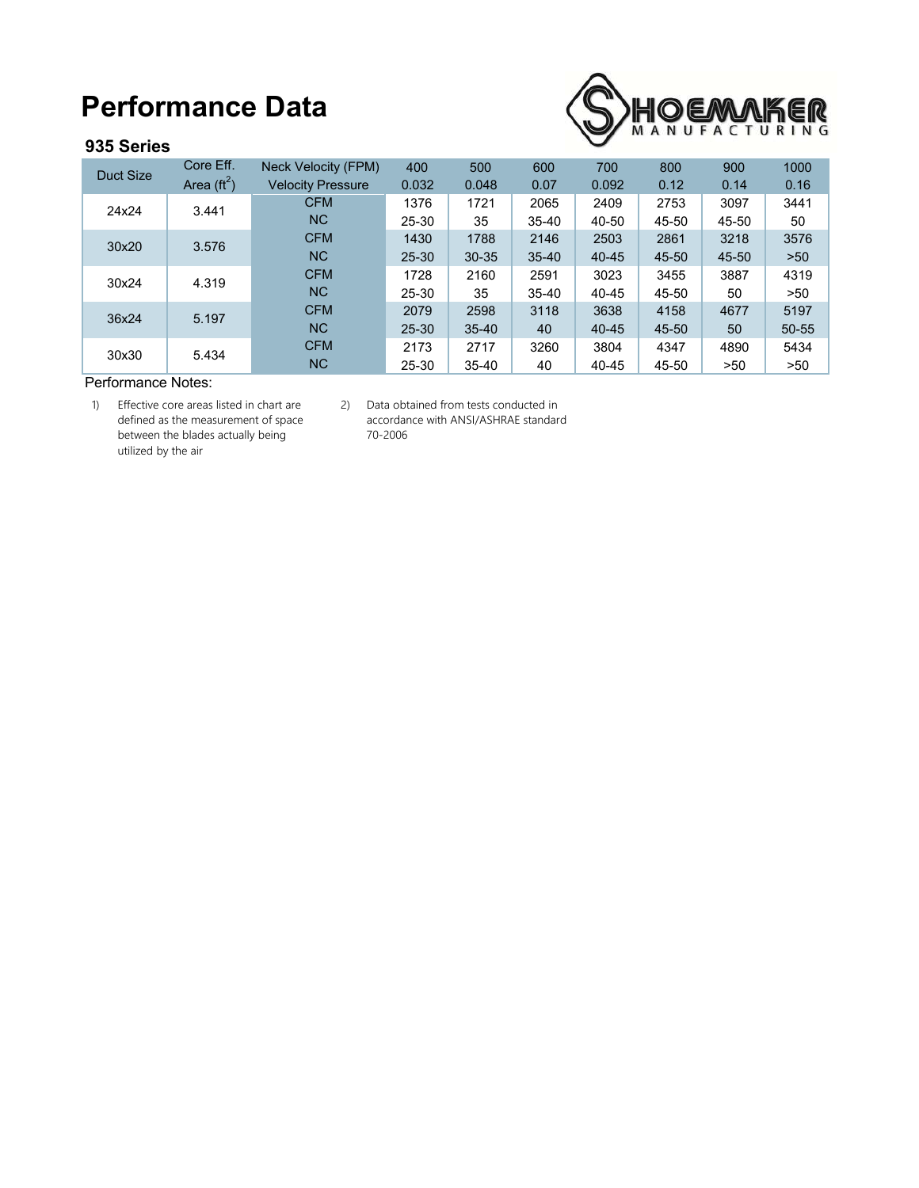# Performance Data

### 935 Series

| Duct Size | Core Eff. Area ($ft^2$) | Neck Velocity (FPM) | 400 | 500 | 600 | 700 | 800 | 900 | 1000 |
|---|---|---|---|---|---|---|---|---|---|
| | | Velocity Pressure | 0.032 | 0.048 | 0.07 | 0.092 | 0.12 | 0.14 | 0.16 |
| 24x24 | 3.441 | CFM | 1376 | 1721 | 2065 | 2409 | 2753 | 3097 | 3441 |
| | | NC | 25-30 | 35 | 35-40 | 40-50 | 45-50 | 45-50 | 50 |
| 30x20 | 3.576 | CFM | 1430 | 1788 | 2146 | 2503 | 2861 | 3218 | 3576 |
| | | NC | 25-30 | 30-35 | 35-40 | 40-45 | 45-50 | 45-50 | >50 |
| 30x24 | 4.319 | CFM | 1728 | 2160 | 2591 | 3023 | 3455 | 3887 | 4319 |
| | | NC | 25-30 | 35 | 35-40 | 40-45 | 45-50 | 50 | >50 |
| 36x24 | 5.197 | CFM | 2079 | 2598 | 3118 | 3638 | 4158 | 4677 | 5197 |
| | | NC | 25-30 | 35-40 | 40 | 40-45 | 45-50 | 50 | 50-55 |
| 30x30 | 5.434 | CFM | 2173 | 2717 | 3260 | 3804 | 4347 | 4890 | 5434 |
| | | NC | 25-30 | 35-40 | 40 | 40-45 | 45-50 | >50 | >50 |

Performance Notes:

1) Effective core areas listed in chart are defined as the measurement of space between the blades actually being utilized by the air

2) Data obtained from tests conducted in accordance with ANSI/ASHRAE standard 70-2006